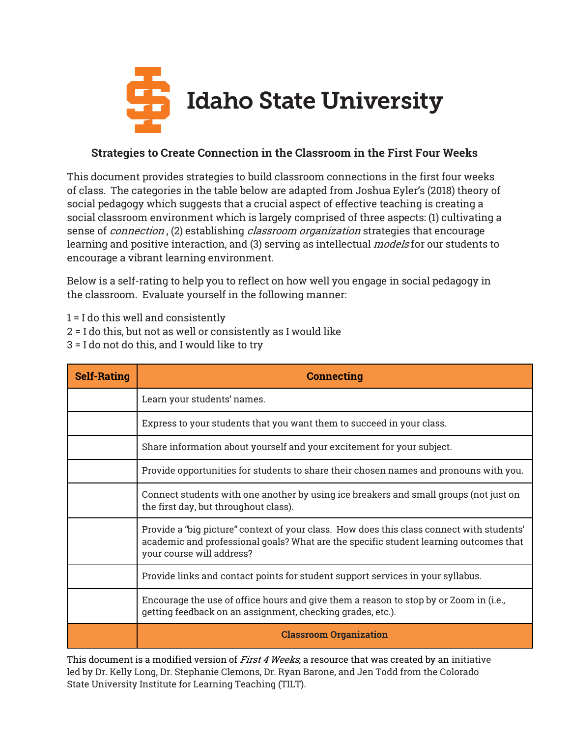# Idaho State University

### Strategies to Create Connection in the Classroom in the First Four Weeks

This document provides strategies to build classroom connections in the first four weeks of class. The categories in the table below are adapted from Joshua Eyler's (2018) theory of social pedagogy which suggests that a crucial aspect of effective teaching is creating a social classroom environment which is largely comprised of three aspects: (1) cultivating a sense of *connection* , (2) establishing *classroom organization* strategies that encourage learning and positive interaction, and (3) serving as intellectual *models* for our students to encourage a vibrant learning environment.

Below is a self-rating to help you to reflect on how well you engage in social pedagogy in the classroom. Evaluate yourself in the following manner:

1 = I do this well and consistently
2 = I do this, but not as well or consistently as I would like
3 = I do not do this, and I would like to try

| Self-Rating | Connecting |
|---|---|
| | Learn your students' names. |
| | Express to your students that you want them to succeed in your class. |
| | Share information about yourself and your excitement for your subject. |
| | Provide opportunities for students to share their chosen names and pronouns with you. |
| | Connect students with one another by using ice breakers and small groups (not just on the first day, but throughout class). |
| | Provide a "big picture" context of your class. How does this class connect with students' academic and professional goals? What are the specific student learning outcomes that your course will address? |
| | Provide links and contact points for student support services in your syllabus. |
| | Encourage the use of office hours and give them a reason to stop by or Zoom in (i.e., getting feedback on an assignment, checking grades, etc.). |
| | **Classroom Organization** |

This document is a modified version of *First 4 Weeks*, a resource that was created by an initiative led by Dr. Kelly Long, Dr. Stephanie Clemons, Dr. Ryan Barone, and Jen Todd from the Colorado State University Institute for Learning Teaching (TILT).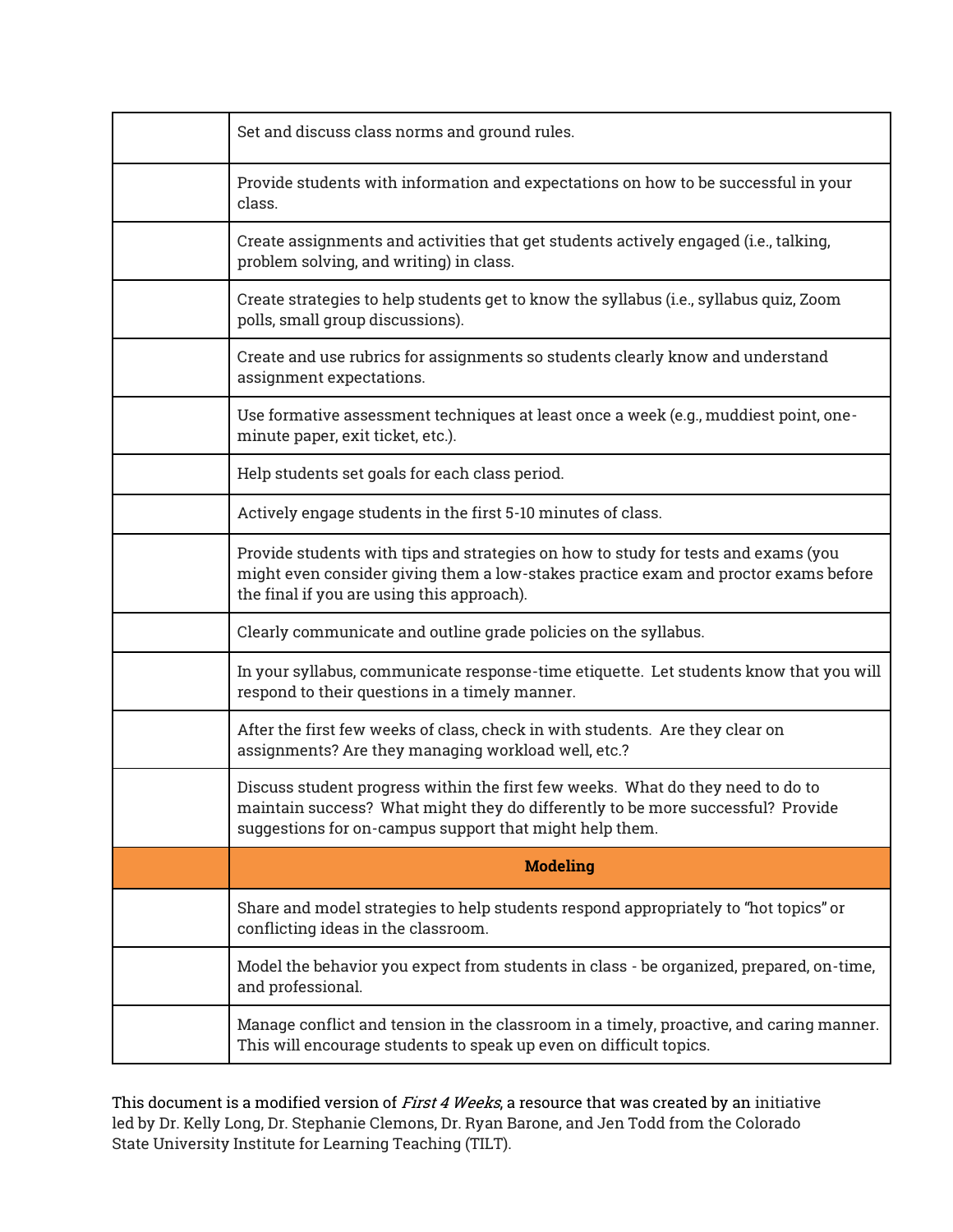| | |
|---|---|
| | Set and discuss class norms and ground rules. |
| | Provide students with information and expectations on how to be successful in your class. |
| | Create assignments and activities that get students actively engaged (i.e., talking, problem solving, and writing) in class. |
| | Create strategies to help students get to know the syllabus (i.e., syllabus quiz, Zoom polls, small group discussions). |
| | Create and use rubrics for assignments so students clearly know and understand assignment expectations. |
| | Use formative assessment techniques at least once a week (e.g., muddiest point, one-minute paper, exit ticket, etc.). |
| | Help students set goals for each class period. |
| | Actively engage students in the first 5-10 minutes of class. |
| | Provide students with tips and strategies on how to study for tests and exams (you might even consider giving them a low-stakes practice exam and proctor exams before the final if you are using this approach). |
| | Clearly communicate and outline grade policies on the syllabus. |
| | In your syllabus, communicate response-time etiquette. Let students know that you will respond to their questions in a timely manner. |
| | After the first few weeks of class, check in with students. Are they clear on assignments? Are they managing workload well, etc.? |
| | Discuss student progress within the first few weeks. What do they need to do to maintain success? What might they do differently to be more successful? Provide suggestions for on-campus support that might help them. |
| | **Modeling** |
| | Share and model strategies to help students respond appropriately to "hot topics" or conflicting ideas in the classroom. |
| | Model the behavior you expect from students in class - be organized, prepared, on-time, and professional. |
| | Manage conflict and tension in the classroom in a timely, proactive, and caring manner. This will encourage students to speak up even on difficult topics. |

This document is a modified version of *First 4 Weeks*, a resource that was created by an initiative led by Dr. Kelly Long, Dr. Stephanie Clemons, Dr. Ryan Barone, and Jen Todd from the Colorado State University Institute for Learning Teaching (TILT).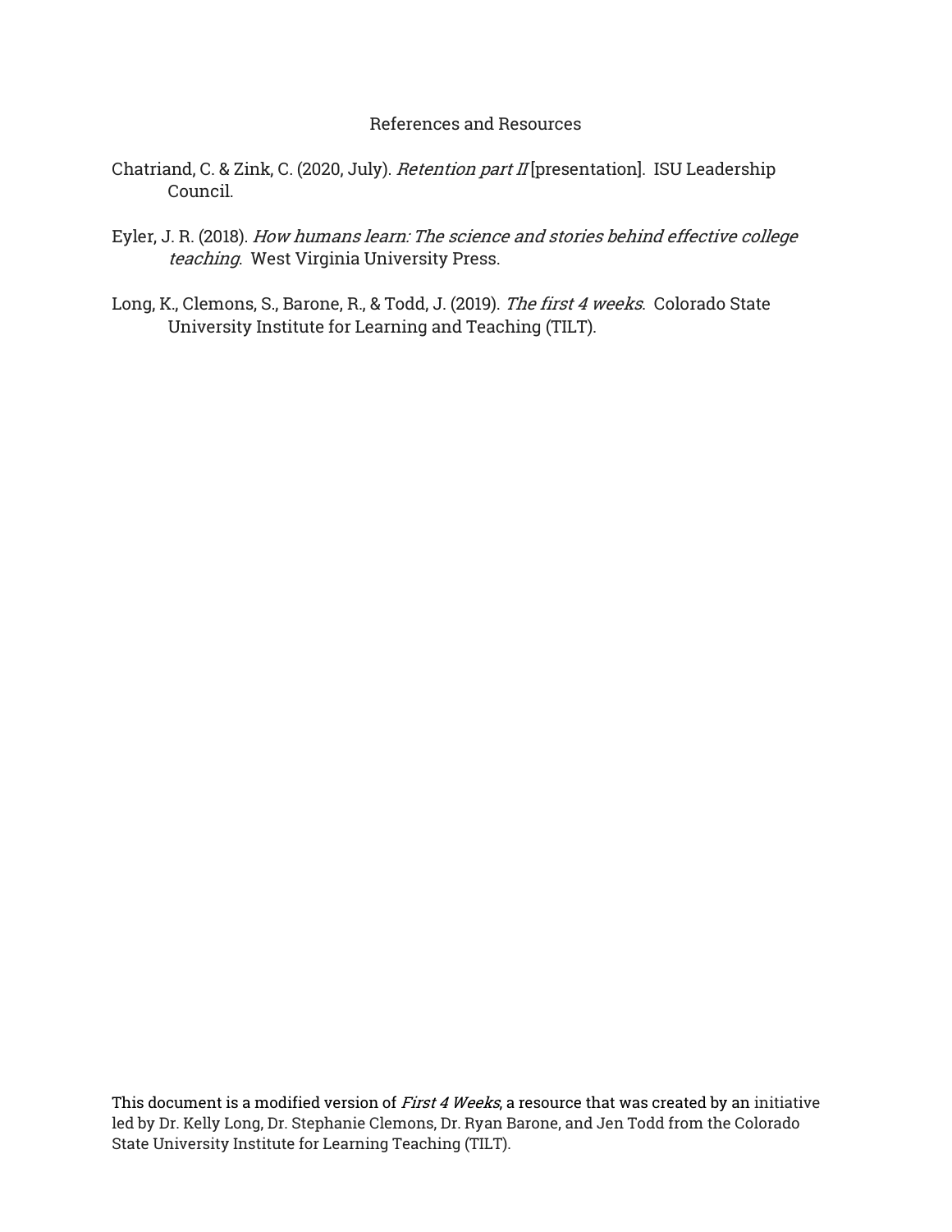## References and Resources

Chatriand, C. & Zink, C. (2020, July). *Retention part II* [presentation]. ISU Leadership Council.

Eyler, J. R. (2018). *How humans learn: The science and stories behind effective college teaching*. West Virginia University Press.

Long, K., Clemons, S., Barone, R., & Todd, J. (2019). *The first 4 weeks*. Colorado State University Institute for Learning and Teaching (TILT).

This document is a modified version of *First 4 Weeks*, a resource that was created by an initiative led by Dr. Kelly Long, Dr. Stephanie Clemons, Dr. Ryan Barone, and Jen Todd from the Colorado State University Institute for Learning Teaching (TILT).